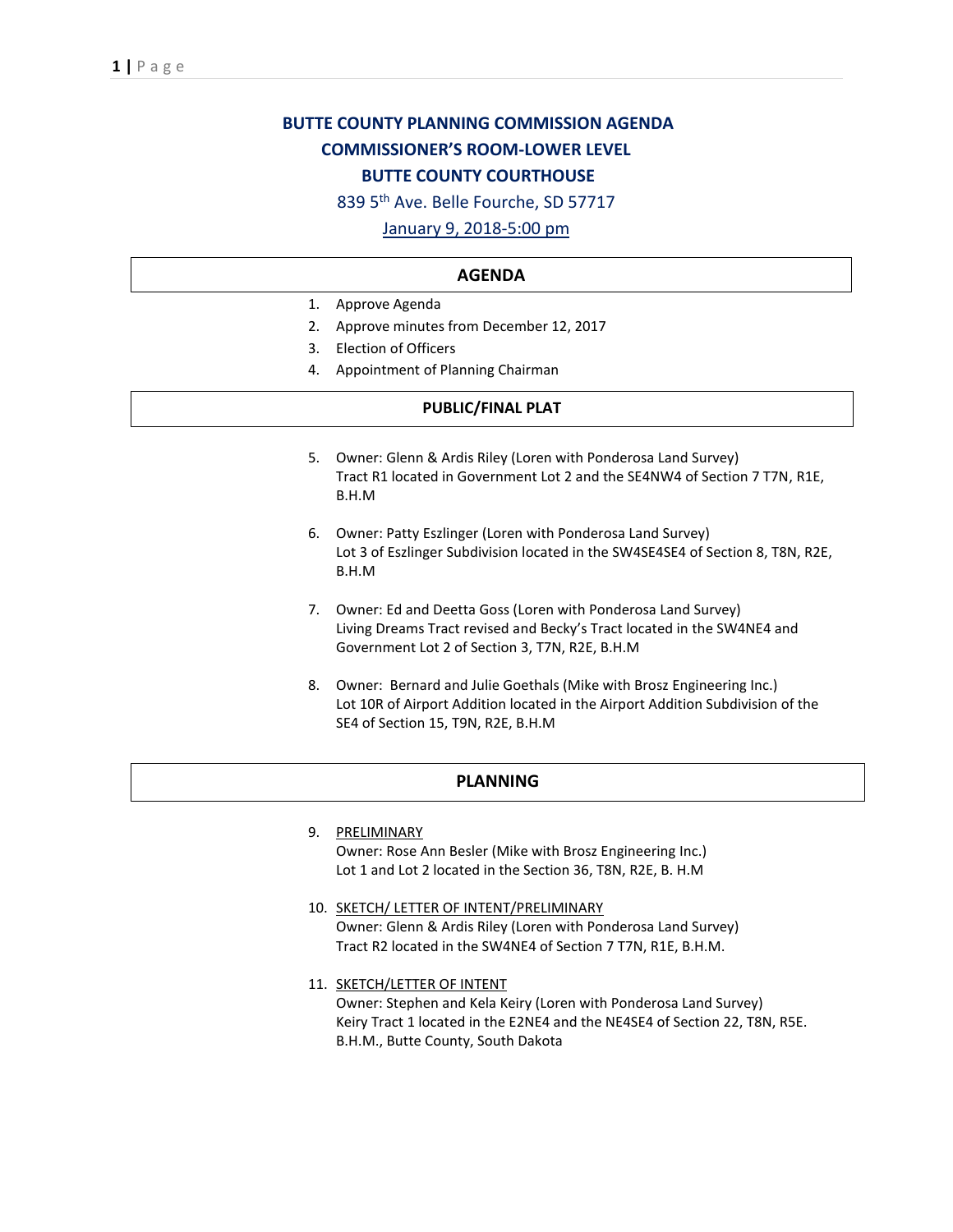# BUTTE COUNTY PLANNING COMMISSION AGENDA
## COMMISSIONER'S ROOM-LOWER LEVEL
## BUTTE COUNTY COURTHOUSE

839 5th Ave. Belle Fourche, SD 57717

January 9, 2018-5:00 pm

## AGENDA

1. Approve Agenda
2. Approve minutes from December 12, 2017
3. Election of Officers
4. Appointment of Planning Chairman

## PUBLIC/FINAL PLAT

5. Owner: Glenn & Ardis Riley (Loren with Ponderosa Land Survey)
   Tract R1 located in Government Lot 2 and the SE4NW4 of Section 7 T7N, R1E, B.H.M

6. Owner: Patty Eszlinger (Loren with Ponderosa Land Survey)
   Lot 3 of Eszlinger Subdivision located in the SW4SE4SE4 of Section 8, T8N, R2E, B.H.M

7. Owner: Ed and Deetta Goss (Loren with Ponderosa Land Survey)
   Living Dreams Tract revised and Becky's Tract located in the SW4NE4 and Government Lot 2 of Section 3, T7N, R2E, B.H.M

8. Owner: Bernard and Julie Goethals (Mike with Brosz Engineering Inc.)
   Lot 10R of Airport Addition located in the Airport Addition Subdivision of the SE4 of Section 15, T9N, R2E, B.H.M

## PLANNING

9. PRELIMINARY
   Owner: Rose Ann Besler (Mike with Brosz Engineering Inc.)
   Lot 1 and Lot 2 located in the Section 36, T8N, R2E, B. H.M

10. SKETCH/ LETTER OF INTENT/PRELIMINARY
    Owner: Glenn & Ardis Riley (Loren with Ponderosa Land Survey)
    Tract R2 located in the SW4NE4 of Section 7 T7N, R1E, B.H.M.

11. SKETCH/LETTER OF INTENT
    Owner: Stephen and Kela Keiry (Loren with Ponderosa Land Survey)
    Keiry Tract 1 located in the E2NE4 and the NE4SE4 of Section 22, T8N, R5E. B.H.M., Butte County, South Dakota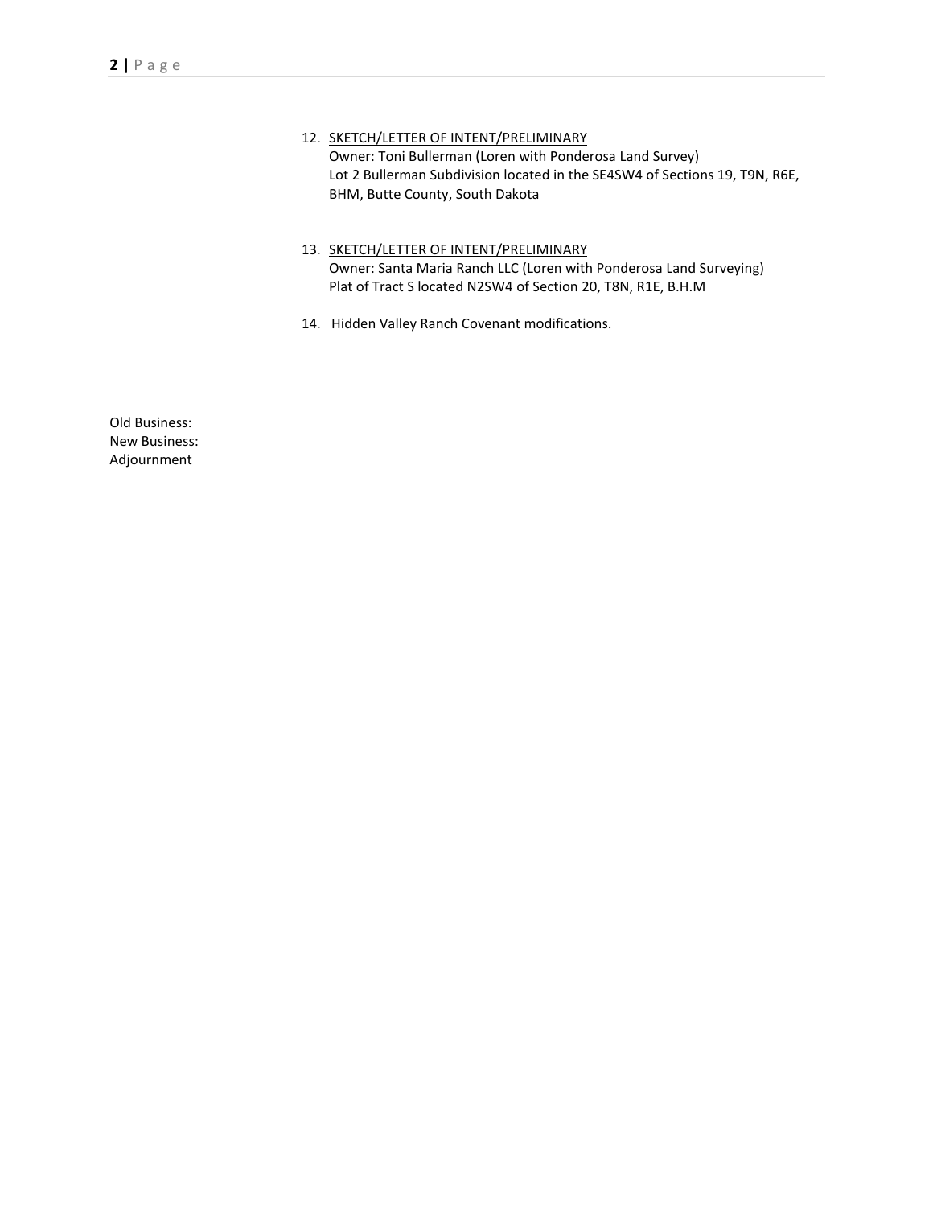12. <u>SKETCH/LETTER OF INTENT/PRELIMINARY</u>
    Owner: Toni Bullerman (Loren with Ponderosa Land Survey)
    Lot 2 Bullerman Subdivision located in the SE4SW4 of Sections 19, T9N, R6E, BHM, Butte County, South Dakota

13. <u>SKETCH/LETTER OF INTENT/PRELIMINARY</u>
    Owner: Santa Maria Ranch LLC (Loren with Ponderosa Land Surveying)
    Plat of Tract S located N2SW4 of Section 20, T8N, R1E, B.H.M

14. Hidden Valley Ranch Covenant modifications.

Old Business:
New Business:
Adjournment